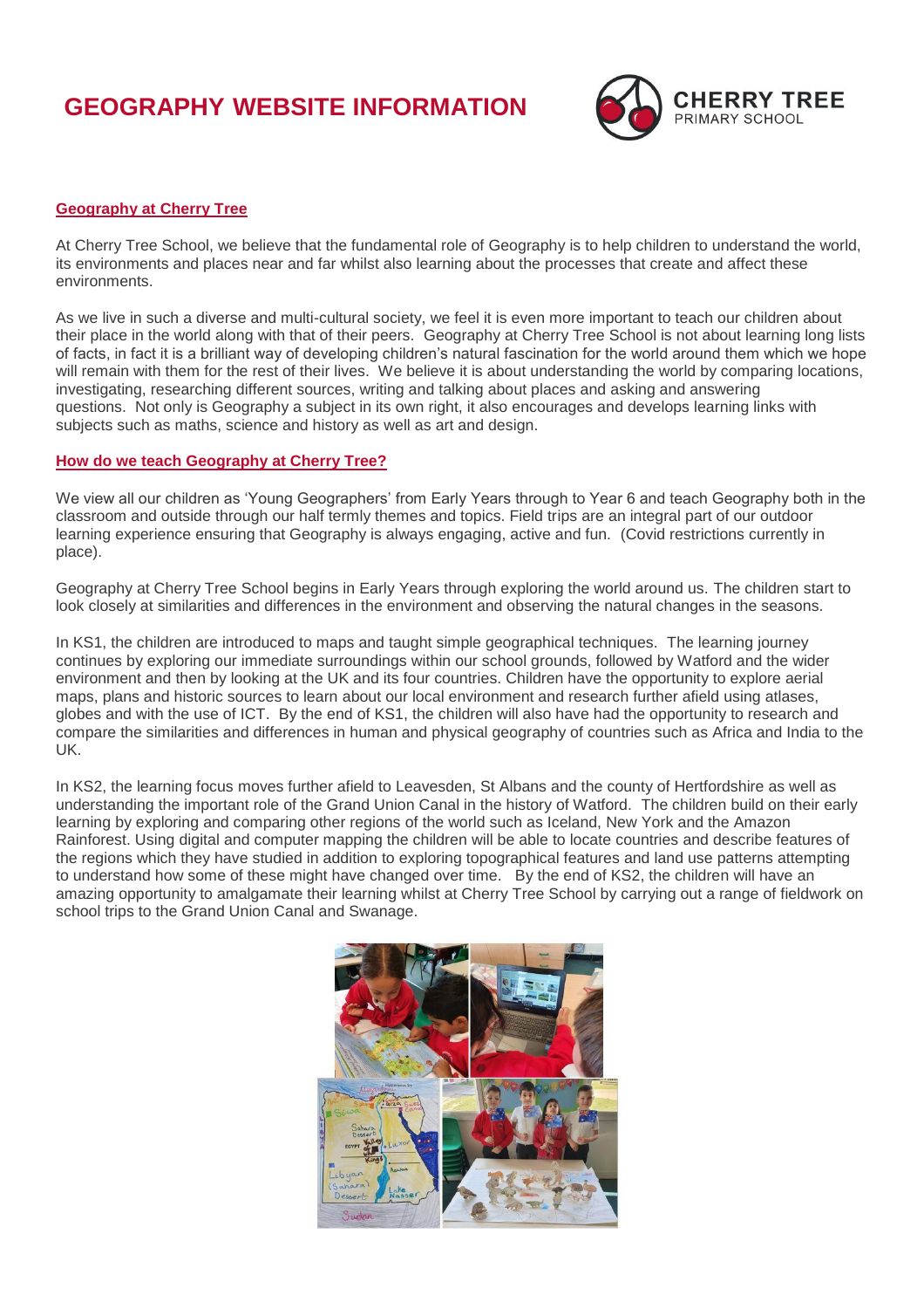# GEOGRAPHY WEBSITE INFORMATION

CHERRY TREE PRIMARY SCHOOL

## Geography at Cherry Tree

At Cherry Tree School, we believe that the fundamental role of Geography is to help children to understand the world, its environments and places near and far whilst also learning about the processes that create and affect these environments.

As we live in such a diverse and multi-cultural society, we feel it is even more important to teach our children about their place in the world along with that of their peers. Geography at Cherry Tree School is not about learning long lists of facts, in fact it is a brilliant way of developing children's natural fascination for the world around them which we hope will remain with them for the rest of their lives. We believe it is about understanding the world by comparing locations, investigating, researching different sources, writing and talking about places and asking and answering questions. Not only is Geography a subject in its own right, it also encourages and develops learning links with subjects such as maths, science and history as well as art and design.

## How do we teach Geography at Cherry Tree?

We view all our children as 'Young Geographers' from Early Years through to Year 6 and teach Geography both in the classroom and outside through our half termly themes and topics. Field trips are an integral part of our outdoor learning experience ensuring that Geography is always engaging, active and fun. (Covid restrictions currently in place).

Geography at Cherry Tree School begins in Early Years through exploring the world around us. The children start to look closely at similarities and differences in the environment and observing the natural changes in the seasons.

In KS1, the children are introduced to maps and taught simple geographical techniques. The learning journey continues by exploring our immediate surroundings within our school grounds, followed by Watford and the wider environment and then by looking at the UK and its four countries. Children have the opportunity to explore aerial maps, plans and historic sources to learn about our local environment and research further afield using atlases, globes and with the use of ICT. By the end of KS1, the children will also have had the opportunity to research and compare the similarities and differences in human and physical geography of countries such as Africa and India to the UK.

In KS2, the learning focus moves further afield to Leavesden, St Albans and the county of Hertfordshire as well as understanding the important role of the Grand Union Canal in the history of Watford. The children build on their early learning by exploring and comparing other regions of the world such as Iceland, New York and the Amazon Rainforest. Using digital and computer mapping the children will be able to locate countries and describe features of the regions which they have studied in addition to exploring topographical features and land use patterns attempting to understand how some of these might have changed over time. By the end of KS2, the children will have an amazing opportunity to amalgamate their learning whilst at Cherry Tree School by carrying out a range of fieldwork on school trips to the Grand Union Canal and Swanage.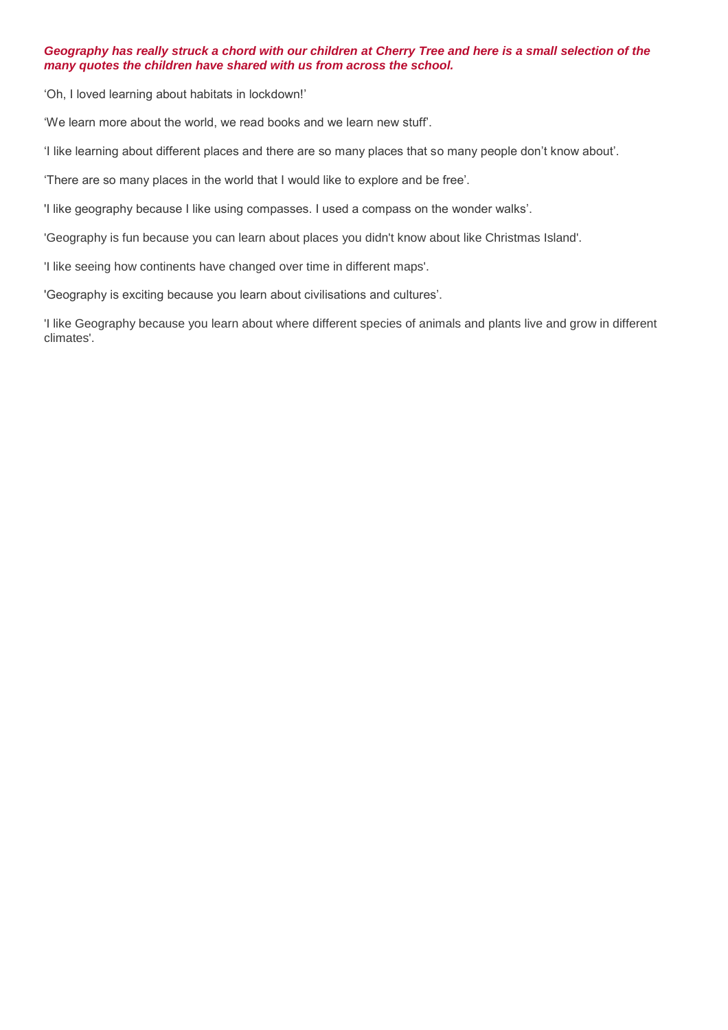***Geography has really struck a chord with our children at Cherry Tree and here is a small selection of the many quotes the children have shared with us from across the school.***

'Oh, I loved learning about habitats in lockdown!'

'We learn more about the world, we read books and we learn new stuff'.

'I like learning about different places and there are so many places that so many people don't know about'.

'There are so many places in the world that I would like to explore and be free'.

'I like geography because I like using compasses. I used a compass on the wonder walks'.

'Geography is fun because you can learn about places you didn't know about like Christmas Island'.

'I like seeing how continents have changed over time in different maps'.

'Geography is exciting because you learn about civilisations and cultures'.

'I like Geography because you learn about where different species of animals and plants live and grow in different climates'.